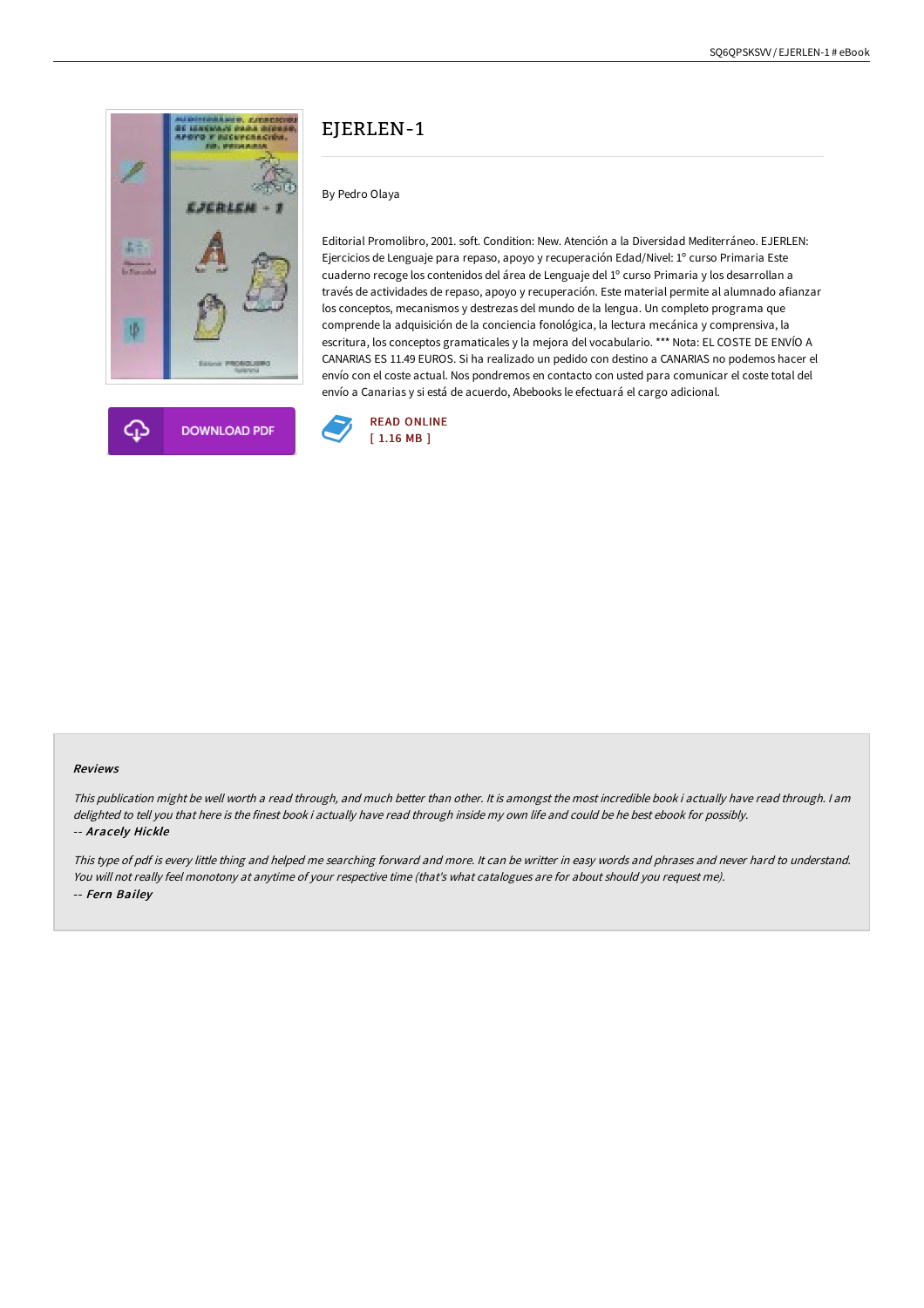# EJERLEN-1

By Pedro Olaya

Editorial Promolibro, 2001. soft. Condition: New. Atención a la Diversidad Mediterráneo. EJERLEN: Ejercicios de Lenguaje para repaso, apoyo y recuperación Edad/Nivel: 1º curso Primaria Este cuaderno recoge los contenidos del área de Lenguaje del 1º curso Primaria y los desarrollan a través de actividades de repaso, apoyo y recuperación. Este material permite al alumnado afianzar los conceptos, mecanismos y destrezas del mundo de la lengua. Un completo programa que comprende la adquisición de la conciencia fonológica, la lectura mecánica y comprensiva, la escritura, los conceptos gramaticales y la mejora del vocabulario. *** Nota: EL COSTE DE ENVÍO A CANARIAS ES 11.49 EUROS. Si ha realizado un pedido con destino a CANARIAS no podemos hacer el envío con el coste actual. Nos pondremos en contacto con usted para comunicar el coste total del envío a Canarias y si está de acuerdo, Abebooks le efectuará el cargo adicional.

DOWNLOAD PDF

READ ONLINE
[ 1.16 MB ]

#### Reviews

*This publication might be well worth a read through, and much better than other. It is amongst the most incredible book i actually have read through. I am delighted to tell you that here is the finest book i actually have read through inside my own life and could be he best ebook for possibly.*
-- ***Aracely Hickle***

*This type of pdf is every little thing and helped me searching forward and more. It can be writter in easy words and phrases and never hard to understand. You will not really feel monotony at anytime of your respective time (that's what catalogues are for about should you request me).*
-- ***Fern Bailey***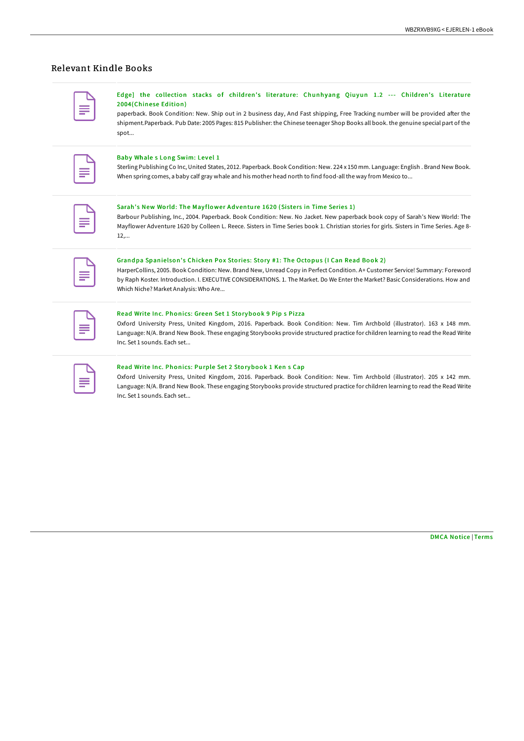## Relevant Kindle Books

### Edge] the collection stacks of children's literature: Chunhyang Qiuyun 1.2 --- Children's Literature 2004(Chinese Edition)

paperback. Book Condition: New. Ship out in 2 business day, And Fast shipping, Free Tracking number will be provided after the shipment.Paperback. Pub Date: 2005 Pages: 815 Publisher: the Chinese teenager Shop Books all book. the genuine special part of the spot...

### Baby Whale s Long Swim: Level 1

Sterling Publishing Co Inc, United States, 2012. Paperback. Book Condition: New. 224 x 150 mm. Language: English . Brand New Book. When spring comes, a baby calf gray whale and his mother head north to find food-all the way from Mexico to...

### Sarah's New World: The Mayflower Adventure 1620 (Sisters in Time Series 1)

Barbour Publishing, Inc., 2004. Paperback. Book Condition: New. No Jacket. New paperback book copy of Sarah's New World: The Mayflower Adventure 1620 by Colleen L. Reece. Sisters in Time Series book 1. Christian stories for girls. Sisters in Time Series. Age 8-12,...

### Grandpa Spanielson's Chicken Pox Stories: Story #1: The Octopus (I Can Read Book 2)

HarperCollins, 2005. Book Condition: New. Brand New, Unread Copy in Perfect Condition. A+ Customer Service! Summary: Foreword by Raph Koster. Introduction. I. EXECUTIVE CONSIDERATIONS. 1. The Market. Do We Enter the Market? Basic Considerations. How and Which Niche? Market Analysis: Who Are...

### Read Write Inc. Phonics: Green Set 1 Storybook 9 Pip s Pizza

Oxford University Press, United Kingdom, 2016. Paperback. Book Condition: New. Tim Archbold (illustrator). 163 x 148 mm. Language: N/A. Brand New Book. These engaging Storybooks provide structured practice for children learning to read the Read Write Inc. Set 1 sounds. Each set...

### Read Write Inc. Phonics: Purple Set 2 Storybook 1 Ken s Cap

Oxford University Press, United Kingdom, 2016. Paperback. Book Condition: New. Tim Archbold (illustrator). 205 x 142 mm. Language: N/A. Brand New Book. These engaging Storybooks provide structured practice for children learning to read the Read Write Inc. Set 1 sounds. Each set...